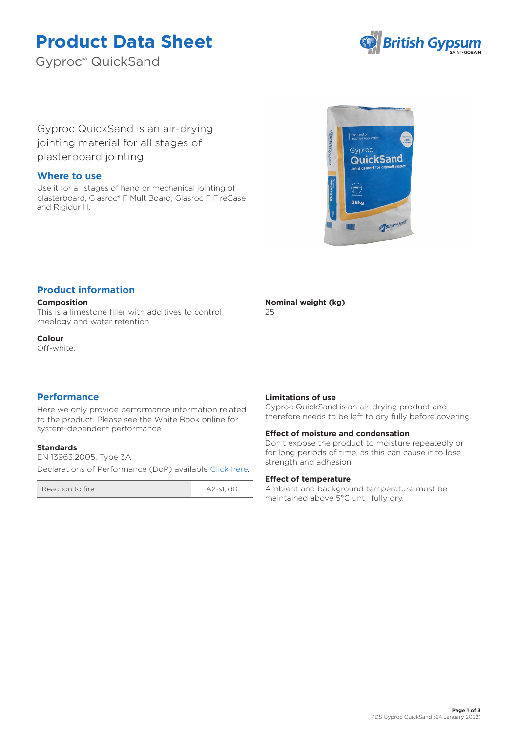# Product Data Sheet

Gyproc® QuickSand

Gyproc QuickSand is an air-drying jointing material for all stages of plasterboard jointing.

## Where to use

Use it for all stages of hand or mechanical jointing of plasterboard, Glasroc® F MultiBoard, Glasroc F FireCase and Rigidur H.

## Product information

**Composition**

This is a limestone filler with additives to control rheology and water retention.

**Colour**

Off-white.

**Nominal weight (kg)**

25

## Performance

Here we only provide performance information related to the product. Please see the White Book online for system-dependent performance.

**Standards**

EN 13963:2005, Type 3A.

Declarations of Performance (DoP) available Click here.

| Reaction to fire | A2-s1, d0 |
|---|---|

**Limitations of use**

Gyproc QuickSand is an air-drying product and therefore needs to be left to dry fully before covering.

**Effect of moisture and condensation**

Don't expose the product to moisture repeatedly or for long periods of time, as this can cause it to lose strength and adhesion.

**Effect of temperature**

Ambient and background temperature must be maintained above 5°C until fully dry.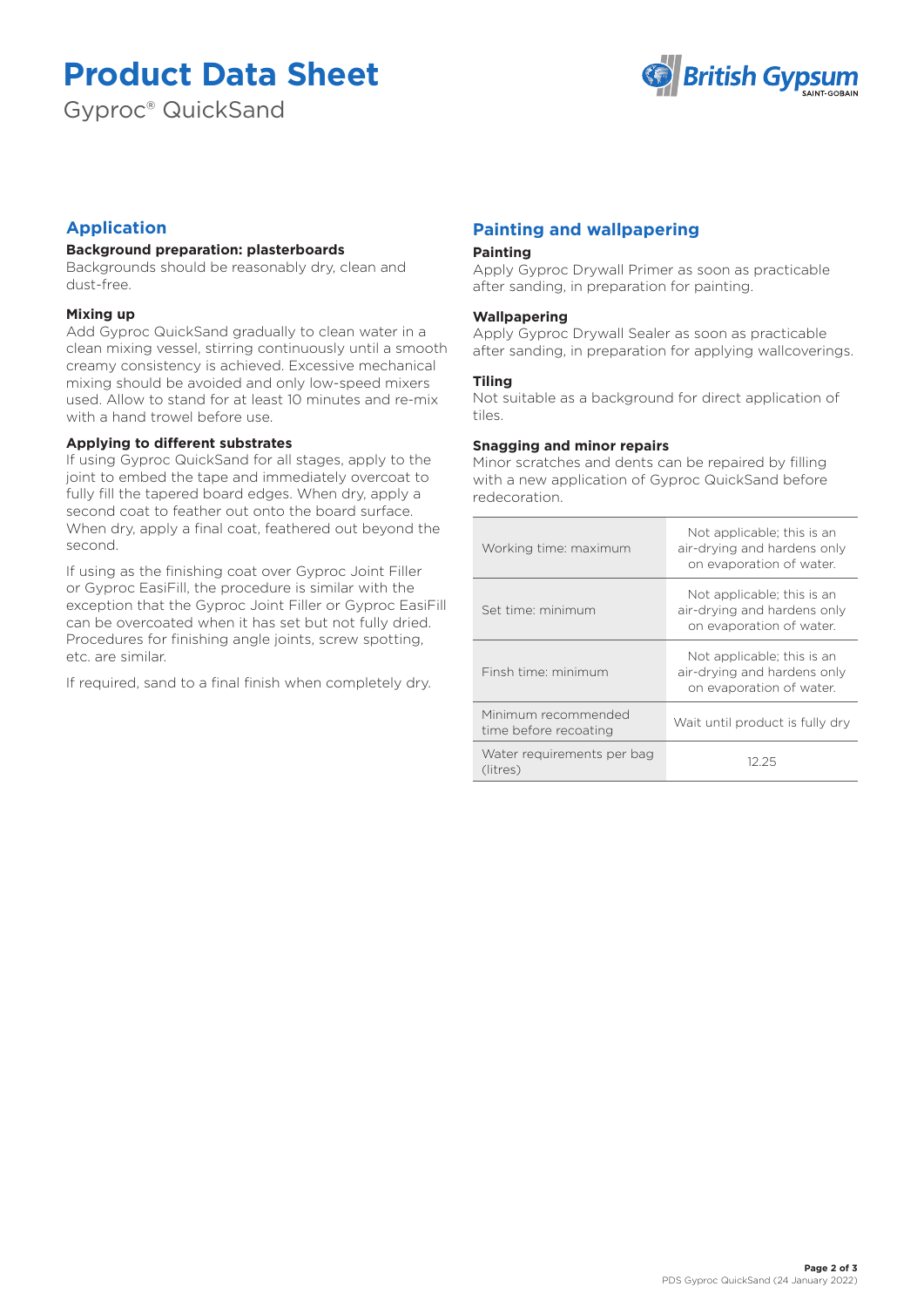# Product Data Sheet

Gyproc® QuickSand

## Application

**Background preparation: plasterboards**

Backgrounds should be reasonably dry, clean and dust-free.

**Mixing up**

Add Gyproc QuickSand gradually to clean water in a clean mixing vessel, stirring continuously until a smooth creamy consistency is achieved. Excessive mechanical mixing should be avoided and only low-speed mixers used. Allow to stand for at least 10 minutes and re-mix with a hand trowel before use.

**Applying to different substrates**

If using Gyproc QuickSand for all stages, apply to the joint to embed the tape and immediately overcoat to fully fill the tapered board edges. When dry, apply a second coat to feather out onto the board surface. When dry, apply a final coat, feathered out beyond the second.

If using as the finishing coat over Gyproc Joint Filler or Gyproc EasiFill, the procedure is similar with the exception that the Gyproc Joint Filler or Gyproc EasiFill can be overcoated when it has set but not fully dried. Procedures for finishing angle joints, screw spotting, etc. are similar.

If required, sand to a final finish when completely dry.

## Painting and wallpapering

**Painting**

Apply Gyproc Drywall Primer as soon as practicable after sanding, in preparation for painting.

**Wallpapering**

Apply Gyproc Drywall Sealer as soon as practicable after sanding, in preparation for applying wallcoverings.

**Tiling**

Not suitable as a background for direct application of tiles.

**Snagging and minor repairs**

Minor scratches and dents can be repaired by filling with a new application of Gyproc QuickSand before redecoration.

| | |
|---|---|
| Working time: maximum | Not applicable; this is an air-drying and hardens only on evaporation of water. |
| Set time: minimum | Not applicable; this is an air-drying and hardens only on evaporation of water. |
| Finsh time: minimum | Not applicable; this is an air-drying and hardens only on evaporation of water. |
| Minimum recommended time before recoating | Wait until product is fully dry |
| Water requirements per bag (litres) | 12.25 |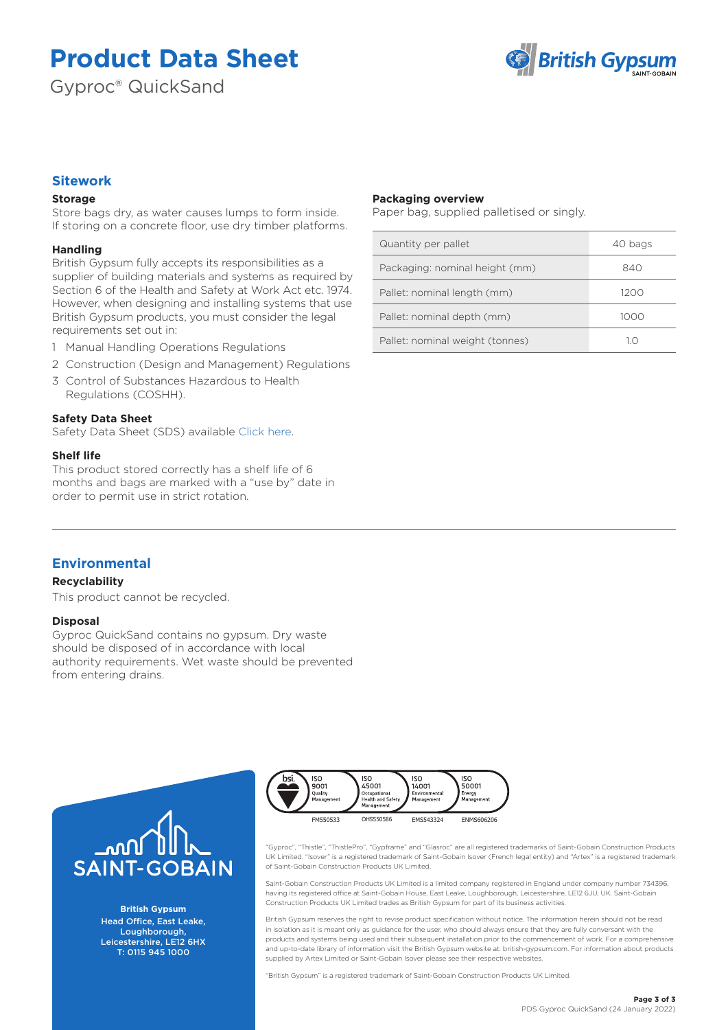# Product Data Sheet

Gyproc® QuickSand

## Sitework

### Storage

Store bags dry, as water causes lumps to form inside. If storing on a concrete floor, use dry timber platforms.

### Handling

British Gypsum fully accepts its responsibilities as a supplier of building materials and systems as required by Section 6 of the Health and Safety at Work Act etc. 1974. However, when designing and installing systems that use British Gypsum products, you must consider the legal requirements set out in:

1. Manual Handling Operations Regulations
2. Construction (Design and Management) Regulations
3. Control of Substances Hazardous to Health Regulations (COSHH).

### Safety Data Sheet

Safety Data Sheet (SDS) available Click here.

### Shelf life

This product stored correctly has a shelf life of 6 months and bags are marked with a "use by" date in order to permit use in strict rotation.

### Packaging overview

Paper bag, supplied palletised or singly.

| | |
|---|---|
| Quantity per pallet | 40 bags |
| Packaging: nominal height (mm) | 840 |
| Pallet: nominal length (mm) | 1200 |
| Pallet: nominal depth (mm) | 1000 |
| Pallet: nominal weight (tonnes) | 1.0 |

## Environmental

### Recyclability

This product cannot be recycled.

### Disposal

Gyproc QuickSand contains no gypsum. Dry waste should be disposed of in accordance with local authority requirements. Wet waste should be prevented from entering drains.

SAINT-GOBAIN

**British Gypsum**
**Head Office, East Leake, Loughborough, Leicestershire, LE12 6HX**
**T: 0115 945 1000**

ISO 9001 Quality Management FM550533
ISO 45001 Occupational Health and Safety Management OHS550586
ISO 14001 Environmental Management EMS543324
ISO 50001 Energy Management ENMS606206

"Gyproc", "Thistle", "ThistlePro", "Gypframe" and "Glasroc" are all registered trademarks of Saint-Gobain Construction Products UK Limited. "Isover" is a registered trademark of Saint-Gobain Isover (French legal entity) and "Artex" is a registered trademark of Saint-Gobain Construction Products UK Limited.

Saint-Gobain Construction Products UK Limited is a limited company registered in England under company number 734396, having its registered office at Saint-Gobain House, East Leake, Loughborough, Leicestershire, LE12 6JU, UK. Saint-Gobain Construction Products UK Limited trades as British Gypsum for part of its business activities.

British Gypsum reserves the right to revise product specification without notice. The information herein should not be read in isolation as it is meant only as guidance for the user, who should always ensure that they are fully conversant with the products and systems being used and their subsequent installation prior to the commencement of work. For a comprehensive and up-to-date library of information visit the British Gypsum website at: british-gypsum.com. For information about products supplied by Artex Limited or Saint-Gobain Isover please see their respective websites.

"British Gypsum" is a registered trademark of Saint-Gobain Construction Products UK Limited.

PDS Gyproc QuickSand (24 January 2022)